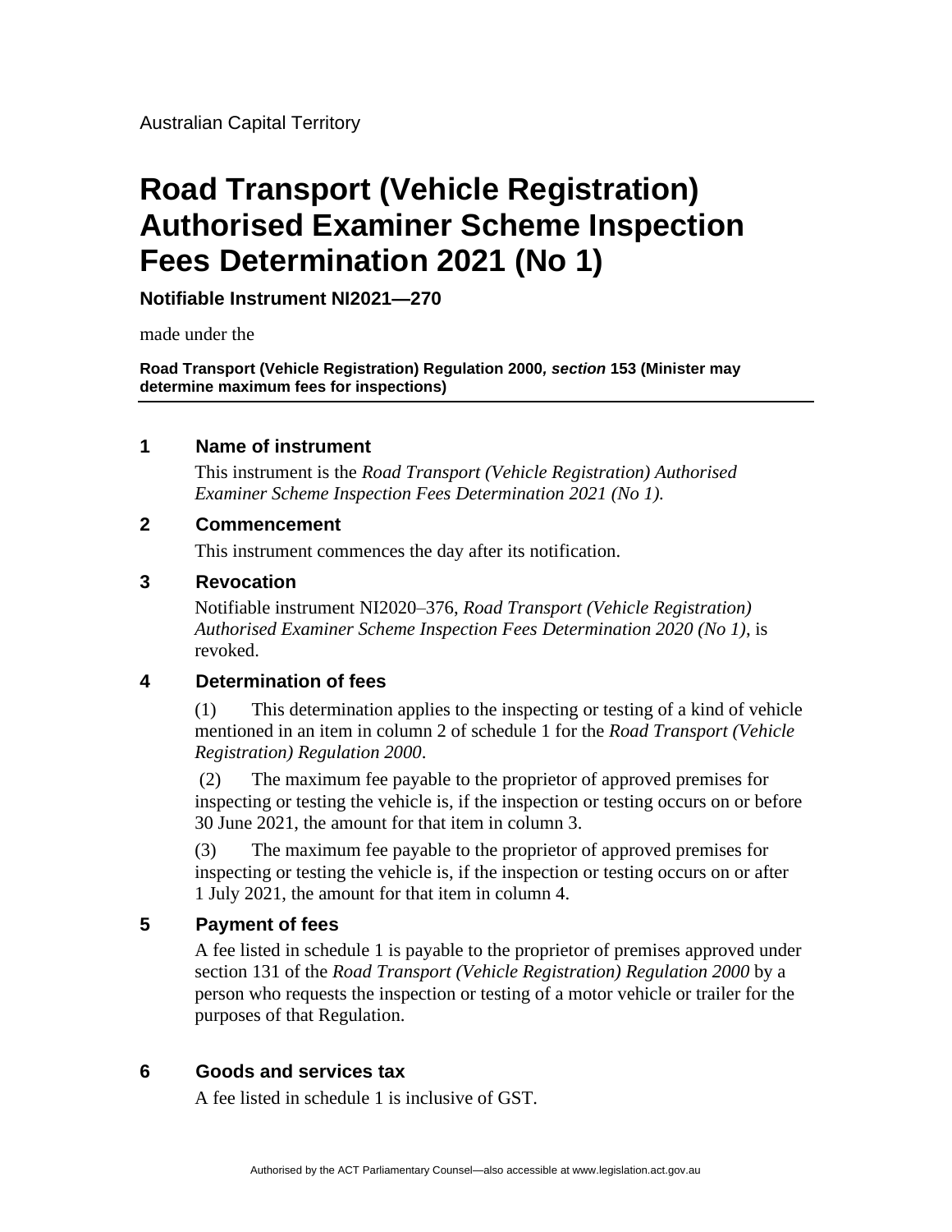Australian Capital Territory

# Road Transport (Vehicle Registration) Authorised Examiner Scheme Inspection Fees Determination 2021 (No 1)

**Notifiable Instrument NI2021—270**

made under the

**Road Transport (Vehicle Registration) Regulation 2000, *section* 153 (Minister may determine maximum fees for inspections)**

---

## 1 Name of instrument

This instrument is the *Road Transport (Vehicle Registration) Authorised Examiner Scheme Inspection Fees Determination 2021 (No 1).*

## 2 Commencement

This instrument commences the day after its notification.

## 3 Revocation

Notifiable instrument NI2020–376, *Road Transport (Vehicle Registration) Authorised Examiner Scheme Inspection Fees Determination 2020 (No 1)*, is revoked.

## 4 Determination of fees

(1) This determination applies to the inspecting or testing of a kind of vehicle mentioned in an item in column 2 of schedule 1 for the *Road Transport (Vehicle Registration) Regulation 2000*.

(2) The maximum fee payable to the proprietor of approved premises for inspecting or testing the vehicle is, if the inspection or testing occurs on or before 30 June 2021, the amount for that item in column 3.

(3) The maximum fee payable to the proprietor of approved premises for inspecting or testing the vehicle is, if the inspection or testing occurs on or after 1 July 2021, the amount for that item in column 4.

## 5 Payment of fees

A fee listed in schedule 1 is payable to the proprietor of premises approved under section 131 of the *Road Transport (Vehicle Registration) Regulation 2000* by a person who requests the inspection or testing of a motor vehicle or trailer for the purposes of that Regulation.

## 6 Goods and services tax

A fee listed in schedule 1 is inclusive of GST.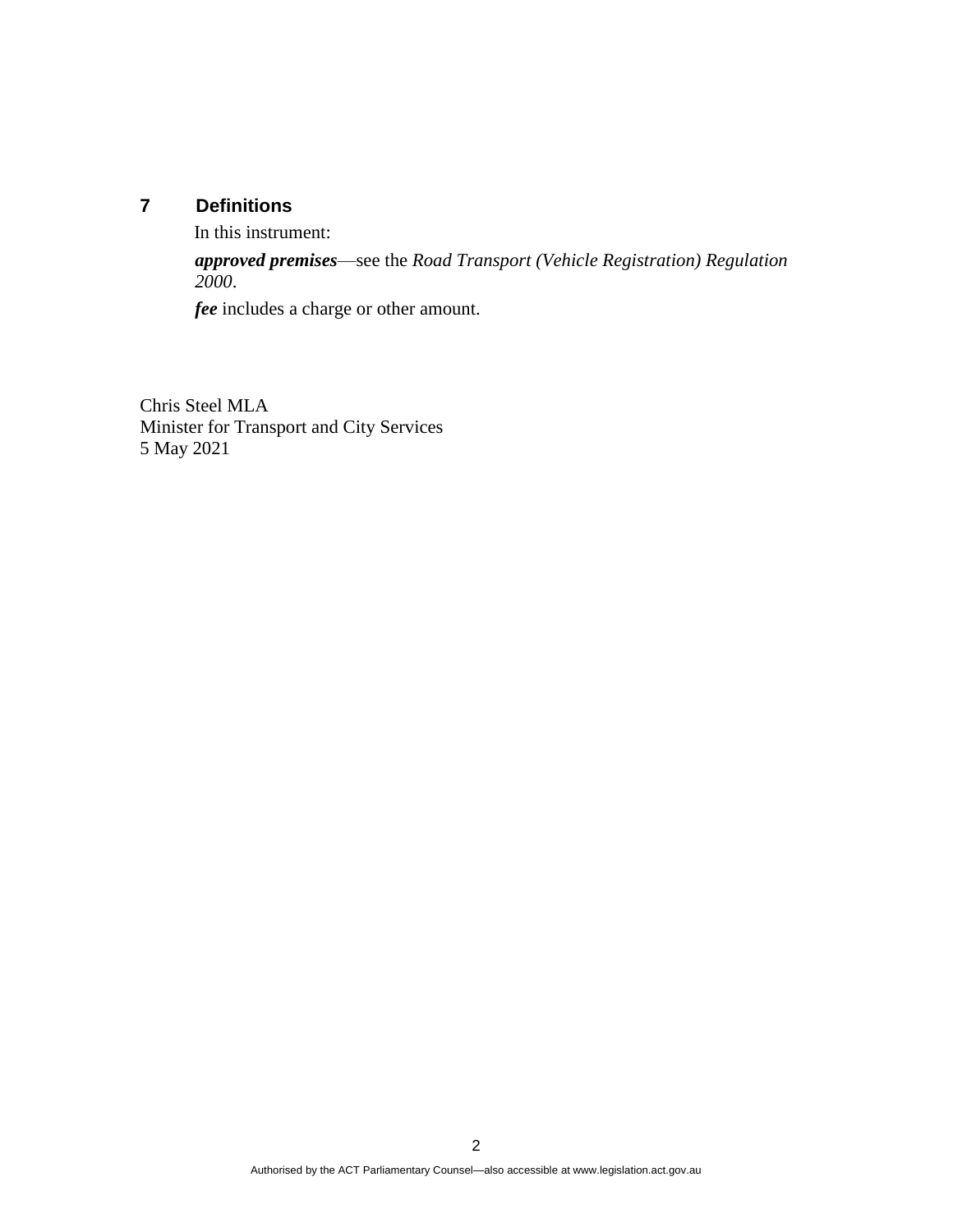## 7 Definitions

In this instrument:

***approved premises***—see the *Road Transport (Vehicle Registration) Regulation 2000*.

***fee*** includes a charge or other amount.

Chris Steel MLA
Minister for Transport and City Services
5 May 2021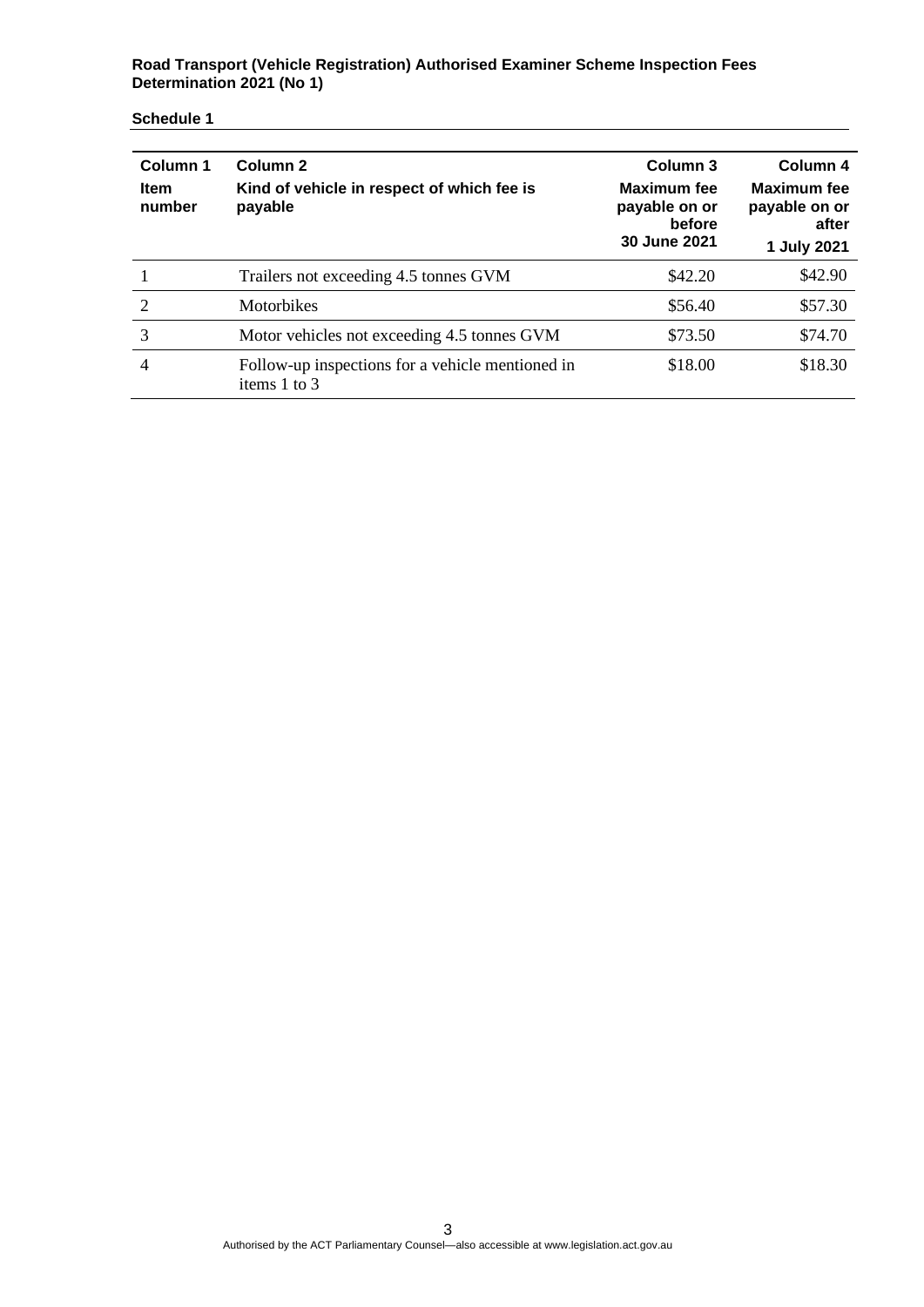## Schedule 1

| Column 1<br>Item number | Column 2<br>Kind of vehicle in respect of which fee is payable | Column 3<br>Maximum fee payable on or before 30 June 2021 | Column 4<br>Maximum fee payable on or after 1 July 2021 |
|---|---|---|---|
| 1 | Trailers not exceeding 4.5 tonnes GVM | $42.20 | $42.90 |
| 2 | Motorbikes | $56.40 | $57.30 |
| 3 | Motor vehicles not exceeding 4.5 tonnes GVM | $73.50 | $74.70 |
| 4 | Follow-up inspections for a vehicle mentioned in items 1 to 3 | $18.00 | $18.30 |